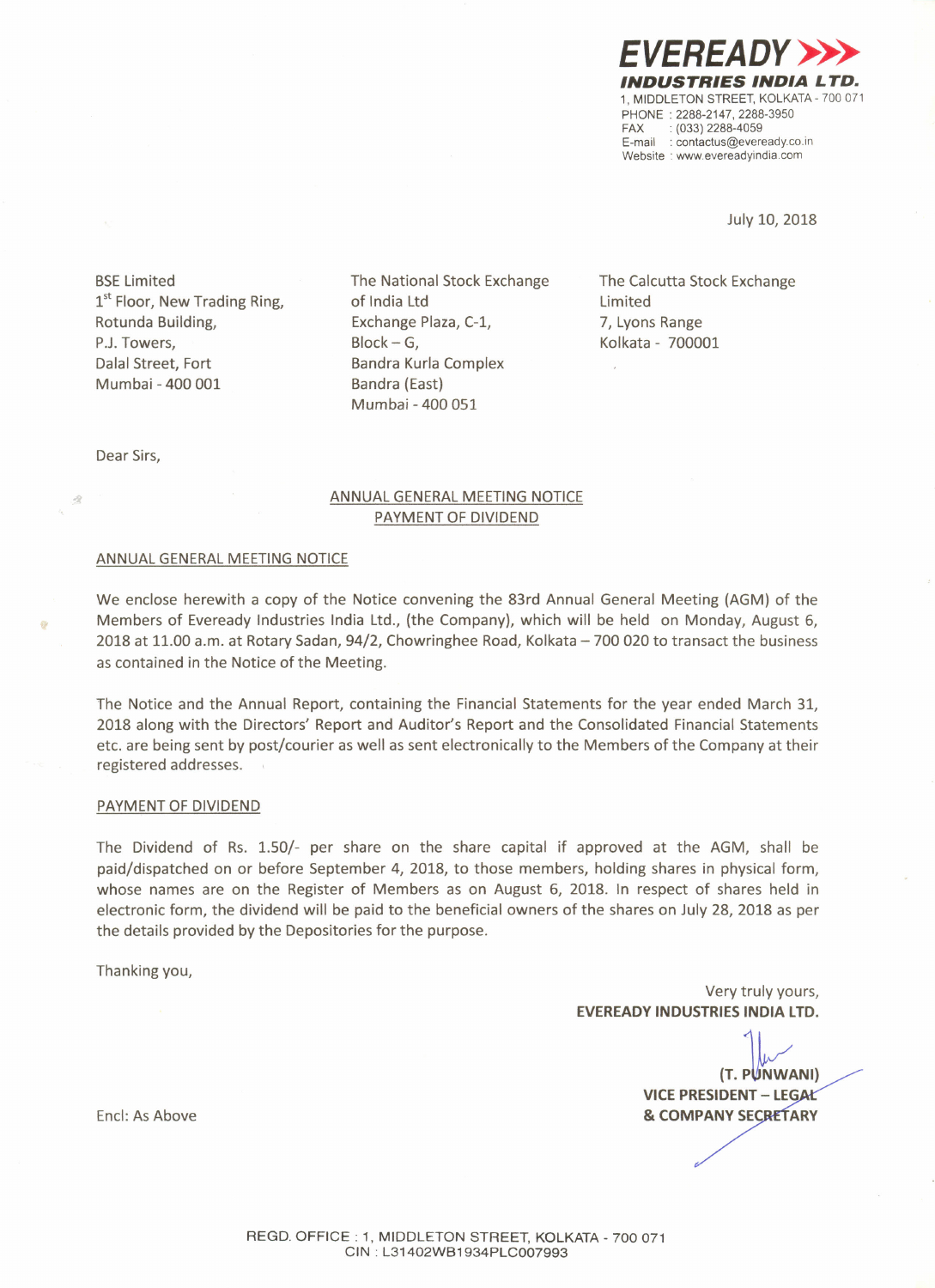**EVEREADY**
**INDUSTRIES INDIA LTD.**
1, MIDDLETON STREET, KOLKATA - 700 071
PHONE : 2288-2147, 2288-3950
FAX : (033) 2288-4059
E-mail : contactus@eveready.co.in
Website : www.evereadyindia.com

July 10, 2018

BSE Limited
1st Floor, New Trading Ring,
Rotunda Building,
P.J. Towers,
Dalal Street, Fort
Mumbai - 400 001

The National Stock Exchange of India Ltd
Exchange Plaza, C-1,
Block – G,
Bandra Kurla Complex
Bandra (East)
Mumbai - 400 051

The Calcutta Stock Exchange Limited
7, Lyons Range
Kolkata - 700001

Dear Sirs,

ANNUAL GENERAL MEETING NOTICE
PAYMENT OF DIVIDEND

## ANNUAL GENERAL MEETING NOTICE

We enclose herewith a copy of the Notice convening the 83rd Annual General Meeting (AGM) of the Members of Eveready Industries India Ltd., (the Company), which will be held on Monday, August 6, 2018 at 11.00 a.m. at Rotary Sadan, 94/2, Chowringhee Road, Kolkata – 700 020 to transact the business as contained in the Notice of the Meeting.

The Notice and the Annual Report, containing the Financial Statements for the year ended March 31, 2018 along with the Directors' Report and Auditor's Report and the Consolidated Financial Statements etc. are being sent by post/courier as well as sent electronically to the Members of the Company at their registered addresses.

## PAYMENT OF DIVIDEND

The Dividend of Rs. 1.50/- per share on the share capital if approved at the AGM, shall be paid/dispatched on or before September 4, 2018, to those members, holding shares in physical form, whose names are on the Register of Members as on August 6, 2018. In respect of shares held in electronic form, the dividend will be paid to the beneficial owners of the shares on July 28, 2018 as per the details provided by the Depositories for the purpose.

Thanking you,

Very truly yours,
**EVEREADY INDUSTRIES INDIA LTD.**

**(T. PUNWANI)**
**VICE PRESIDENT – LEGAL & COMPANY SECRETARY**

Encl: As Above

REGD. OFFICE : 1, MIDDLETON STREET, KOLKATA - 700 071
CIN : L31402WB1934PLC007993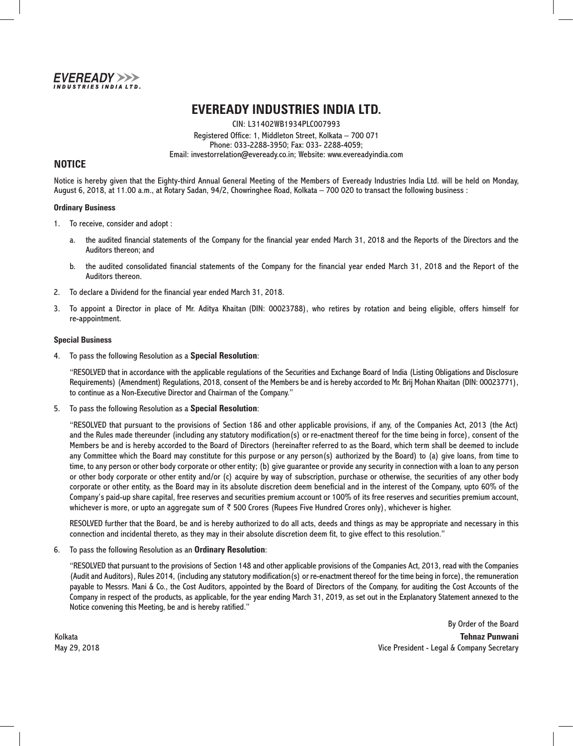# EVEREADY INDUSTRIES INDIA LTD.

CIN: L31402WB1934PLC007993

Registered Office: 1, Middleton Street, Kolkata – 700 071

Phone: 033-2288-3950; Fax: 033- 2288-4059;

Email: investorrelation@eveready.co.in; Website: www.evereadyindia.com

## NOTICE

Notice is hereby given that the Eighty-third Annual General Meeting of the Members of Eveready Industries India Ltd. will be held on Monday, August 6, 2018, at 11.00 a.m., at Rotary Sadan, 94/2, Chowringhee Road, Kolkata – 700 020 to transact the following business :

### Ordinary Business

1. To receive, consider and adopt :

   a. the audited financial statements of the Company for the financial year ended March 31, 2018 and the Reports of the Directors and the Auditors thereon; and

   b. the audited consolidated financial statements of the Company for the financial year ended March 31, 2018 and the Report of the Auditors thereon.

2. To declare a Dividend for the financial year ended March 31, 2018.

3. To appoint a Director in place of Mr. Aditya Khaitan (DIN: 00023788), who retires by rotation and being eligible, offers himself for re-appointment.

### Special Business

4. To pass the following Resolution as a **Special Resolution**:

   "RESOLVED that in accordance with the applicable regulations of the Securities and Exchange Board of India (Listing Obligations and Disclosure Requirements) (Amendment) Regulations, 2018, consent of the Members be and is hereby accorded to Mr. Brij Mohan Khaitan (DIN: 00023771), to continue as a Non-Executive Director and Chairman of the Company."

5. To pass the following Resolution as a **Special Resolution**:

   "RESOLVED that pursuant to the provisions of Section 186 and other applicable provisions, if any, of the Companies Act, 2013 (the Act) and the Rules made thereunder (including any statutory modification(s) or re-enactment thereof for the time being in force), consent of the Members be and is hereby accorded to the Board of Directors (hereinafter referred to as the Board, which term shall be deemed to include any Committee which the Board may constitute for this purpose or any person(s) authorized by the Board) to (a) give loans, from time to time, to any person or other body corporate or other entity; (b) give guarantee or provide any security in connection with a loan to any person or other body corporate or other entity and/or (c) acquire by way of subscription, purchase or otherwise, the securities of any other body corporate or other entity, as the Board may in its absolute discretion deem beneficial and in the interest of the Company, upto 60% of the Company's paid-up share capital, free reserves and securities premium account or 100% of its free reserves and securities premium account, whichever is more, or upto an aggregate sum of ₹ 500 Crores (Rupees Five Hundred Crores only), whichever is higher.

   RESOLVED further that the Board, be and is hereby authorized to do all acts, deeds and things as may be appropriate and necessary in this connection and incidental thereto, as they may in their absolute discretion deem fit, to give effect to this resolution."

6. To pass the following Resolution as an **Ordinary Resolution**:

   "RESOLVED that pursuant to the provisions of Section 148 and other applicable provisions of the Companies Act, 2013, read with the Companies (Audit and Auditors), Rules 2014, (including any statutory modification(s) or re-enactment thereof for the time being in force), the remuneration payable to Messrs. Mani & Co., the Cost Auditors, appointed by the Board of Directors of the Company, for auditing the Cost Accounts of the Company in respect of the products, as applicable, for the year ending March 31, 2019, as set out in the Explanatory Statement annexed to the Notice convening this Meeting, be and is hereby ratified."

By Order of the Board

**Tehnaz Punwani**

Vice President - Legal & Company Secretary

Kolkata

May 29, 2018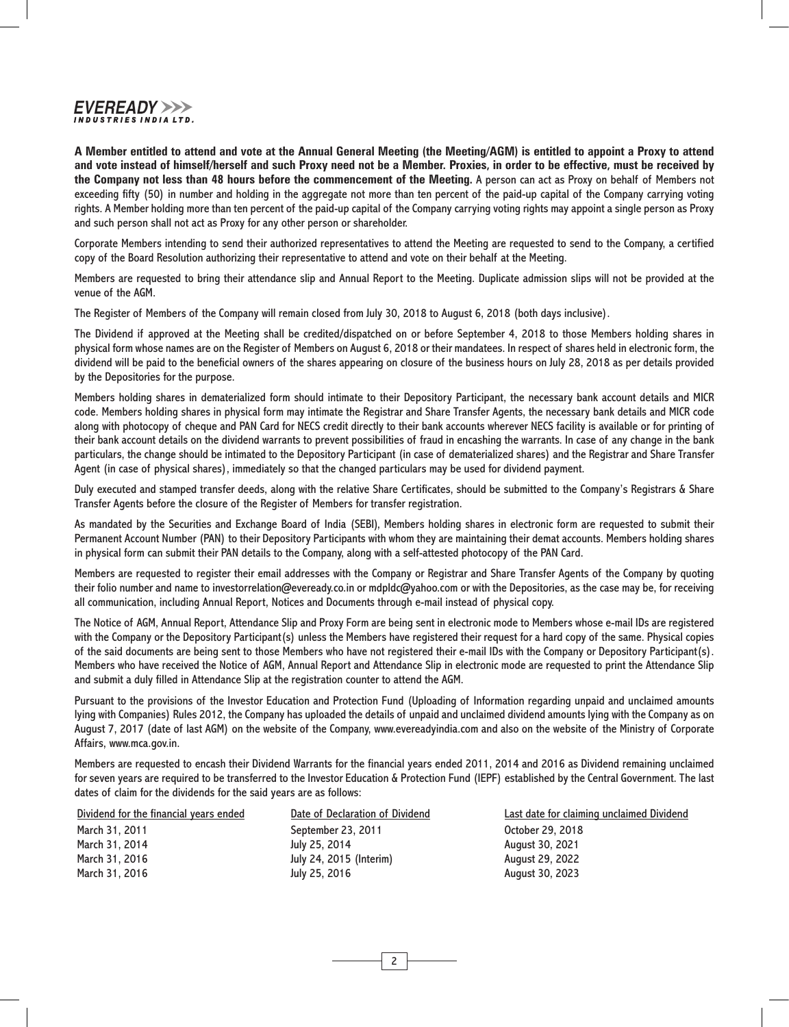**A Member entitled to attend and vote at the Annual General Meeting (the Meeting/AGM) is entitled to appoint a Proxy to attend and vote instead of himself/herself and such Proxy need not be a Member. Proxies, in order to be effective, must be received by the Company not less than 48 hours before the commencement of the Meeting.** A person can act as Proxy on behalf of Members not exceeding fifty (50) in number and holding in the aggregate not more than ten percent of the paid-up capital of the Company carrying voting rights. A Member holding more than ten percent of the paid-up capital of the Company carrying voting rights may appoint a single person as Proxy and such person shall not act as Proxy for any other person or shareholder.

Corporate Members intending to send their authorized representatives to attend the Meeting are requested to send to the Company, a certified copy of the Board Resolution authorizing their representative to attend and vote on their behalf at the Meeting.

Members are requested to bring their attendance slip and Annual Report to the Meeting. Duplicate admission slips will not be provided at the venue of the AGM.

The Register of Members of the Company will remain closed from July 30, 2018 to August 6, 2018 (both days inclusive).

The Dividend if approved at the Meeting shall be credited/dispatched on or before September 4, 2018 to those Members holding shares in physical form whose names are on the Register of Members on August 6, 2018 or their mandatees. In respect of shares held in electronic form, the dividend will be paid to the beneficial owners of the shares appearing on closure of the business hours on July 28, 2018 as per details provided by the Depositories for the purpose.

Members holding shares in dematerialized form should intimate to their Depository Participant, the necessary bank account details and MICR code. Members holding shares in physical form may intimate the Registrar and Share Transfer Agents, the necessary bank details and MICR code along with photocopy of cheque and PAN Card for NECS credit directly to their bank accounts wherever NECS facility is available or for printing of their bank account details on the dividend warrants to prevent possibilities of fraud in encashing the warrants. In case of any change in the bank particulars, the change should be intimated to the Depository Participant (in case of dematerialized shares) and the Registrar and Share Transfer Agent (in case of physical shares), immediately so that the changed particulars may be used for dividend payment.

Duly executed and stamped transfer deeds, along with the relative Share Certificates, should be submitted to the Company's Registrars & Share Transfer Agents before the closure of the Register of Members for transfer registration.

As mandated by the Securities and Exchange Board of India (SEBI), Members holding shares in electronic form are requested to submit their Permanent Account Number (PAN) to their Depository Participants with whom they are maintaining their demat accounts. Members holding shares in physical form can submit their PAN details to the Company, along with a self-attested photocopy of the PAN Card.

Members are requested to register their email addresses with the Company or Registrar and Share Transfer Agents of the Company by quoting their folio number and name to investorrelation@eveready.co.in or mdpldc@yahoo.com or with the Depositories, as the case may be, for receiving all communication, including Annual Report, Notices and Documents through e-mail instead of physical copy.

The Notice of AGM, Annual Report, Attendance Slip and Proxy Form are being sent in electronic mode to Members whose e-mail IDs are registered with the Company or the Depository Participant(s) unless the Members have registered their request for a hard copy of the same. Physical copies of the said documents are being sent to those Members who have not registered their e-mail IDs with the Company or Depository Participant(s). Members who have received the Notice of AGM, Annual Report and Attendance Slip in electronic mode are requested to print the Attendance Slip and submit a duly filled in Attendance Slip at the registration counter to attend the AGM.

Pursuant to the provisions of the Investor Education and Protection Fund (Uploading of Information regarding unpaid and unclaimed amounts lying with Companies) Rules 2012, the Company has uploaded the details of unpaid and unclaimed dividend amounts lying with the Company as on August 7, 2017 (date of last AGM) on the website of the Company, www.evereadyindia.com and also on the website of the Ministry of Corporate Affairs, www.mca.gov.in.

Members are requested to encash their Dividend Warrants for the financial years ended 2011, 2014 and 2016 as Dividend remaining unclaimed for seven years are required to be transferred to the Investor Education & Protection Fund (IEPF) established by the Central Government. The last dates of claim for the dividends for the said years are as follows:

| Dividend for the financial years ended | Date of Declaration of Dividend | Last date for claiming unclaimed Dividend |
|---|---|---|
| March 31, 2011 | September 23, 2011 | October 29, 2018 |
| March 31, 2014 | July 25, 2014 | August 30, 2021 |
| March 31, 2016 | July 24, 2015 (Interim) | August 29, 2022 |
| March 31, 2016 | July 25, 2016 | August 30, 2023 |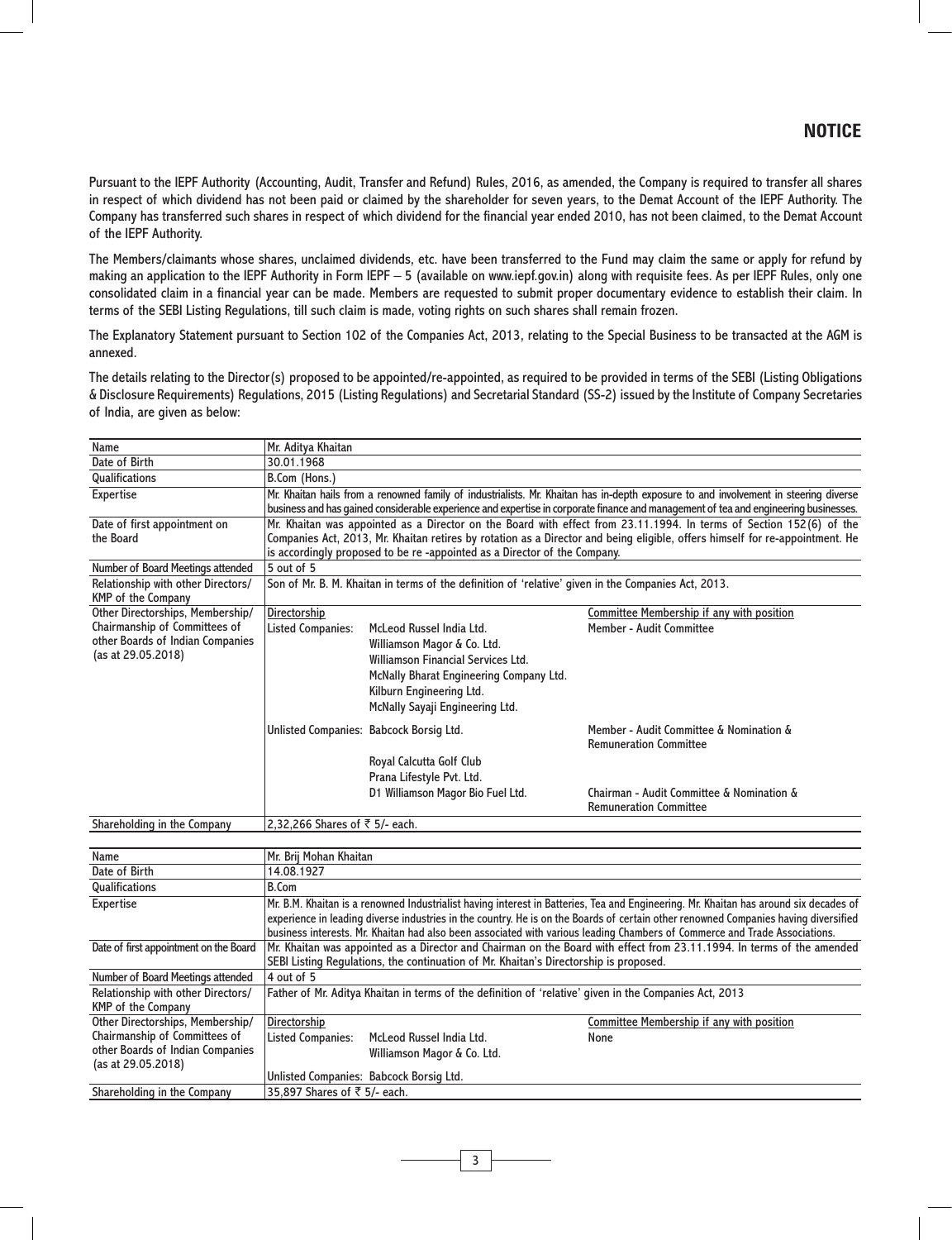# NOTICE

Pursuant to the IEPF Authority (Accounting, Audit, Transfer and Refund) Rules, 2016, as amended, the Company is required to transfer all shares in respect of which dividend has not been paid or claimed by the shareholder for seven years, to the Demat Account of the IEPF Authority. The Company has transferred such shares in respect of which dividend for the financial year ended 2010, has not been claimed, to the Demat Account of the IEPF Authority.

The Members/claimants whose shares, unclaimed dividends, etc. have been transferred to the Fund may claim the same or apply for refund by making an application to the IEPF Authority in Form IEPF – 5 (available on www.iepf.gov.in) along with requisite fees. As per IEPF Rules, only one consolidated claim in a financial year can be made. Members are requested to submit proper documentary evidence to establish their claim. In terms of the SEBI Listing Regulations, till such claim is made, voting rights on such shares shall remain frozen.

The Explanatory Statement pursuant to Section 102 of the Companies Act, 2013, relating to the Special Business to be transacted at the AGM is annexed.

The details relating to the Director(s) proposed to be appointed/re-appointed, as required to be provided in terms of the SEBI (Listing Obligations & Disclosure Requirements) Regulations, 2015 (Listing Regulations) and Secretarial Standard (SS-2) issued by the Institute of Company Secretaries of India, are given as below:

| Name | Mr. Aditya Khaitan | | |
|---|---|---|---|
| Date of Birth | 30.01.1968 | | |
| Qualifications | B.Com (Hons.) | | |
| Expertise | Mr. Khaitan hails from a renowned family of industrialists. Mr. Khaitan has in-depth exposure to and involvement in steering diverse business and has gained considerable experience and expertise in corporate finance and management of tea and engineering businesses. | | |
| Date of first appointment on the Board | Mr. Khaitan was appointed as a Director on the Board with effect from 23.11.1994. In terms of Section 152(6) of the Companies Act, 2013, Mr. Khaitan retires by rotation as a Director and being eligible, offers himself for re-appointment. He is accordingly proposed to be re -appointed as a Director of the Company. | | |
| Number of Board Meetings attended | 5 out of 5 | | |
| Relationship with other Directors/ KMP of the Company | Son of Mr. B. M. Khaitan in terms of the definition of 'relative' given in the Companies Act, 2013. | | |
| Other Directorships, Membership/ Chairmanship of Committees of other Boards of Indian Companies (as at 29.05.2018) | Directorship | | Committee Membership if any with position |
| | Listed Companies: | McLeod Russel India Ltd. | Member - Audit Committee |
| | | Williamson Magor & Co. Ltd. | |
| | | Williamson Financial Services Ltd. | |
| | | McNally Bharat Engineering Company Ltd. | |
| | | Kilburn Engineering Ltd. | |
| | | McNally Sayaji Engineering Ltd. | |
| | Unlisted Companies: | Babcock Borsig Ltd. | Member - Audit Committee & Nomination & Remuneration Committee |
| | | Royal Calcutta Golf Club | |
| | | Prana Lifestyle Pvt. Ltd. | |
| | | D1 Williamson Magor Bio Fuel Ltd. | Chairman - Audit Committee & Nomination & Remuneration Committee |
| Shareholding in the Company | 2,32,266 Shares of ₹ 5/- each. | | |

| Name | Mr. Brij Mohan Khaitan | | |
|---|---|---|---|
| Date of Birth | 14.08.1927 | | |
| Qualifications | B.Com | | |
| Expertise | Mr. B.M. Khaitan is a renowned Industrialist having interest in Batteries, Tea and Engineering. Mr. Khaitan has around six decades of experience in leading diverse industries in the country. He is on the Boards of certain other renowned Companies having diversified business interests. Mr. Khaitan had also been associated with various leading Chambers of Commerce and Trade Associations. | | |
| Date of first appointment on the Board | Mr. Khaitan was appointed as a Director and Chairman on the Board with effect from 23.11.1994. In terms of the amended SEBI Listing Regulations, the continuation of Mr. Khaitan's Directorship is proposed. | | |
| Number of Board Meetings attended | 4 out of 5 | | |
| Relationship with other Directors/ KMP of the Company | Father of Mr. Aditya Khaitan in terms of the definition of 'relative' given in the Companies Act, 2013 | | |
| Other Directorships, Membership/ Chairmanship of Committees of other Boards of Indian Companies (as at 29.05.2018) | Directorship | | Committee Membership if any with position |
| | Listed Companies: | McLeod Russel India Ltd. | None |
| | | Williamson Magor & Co. Ltd. | |
| | Unlisted Companies: | Babcock Borsig Ltd. | |
| Shareholding in the Company | 35,897 Shares of ₹ 5/- each. | | |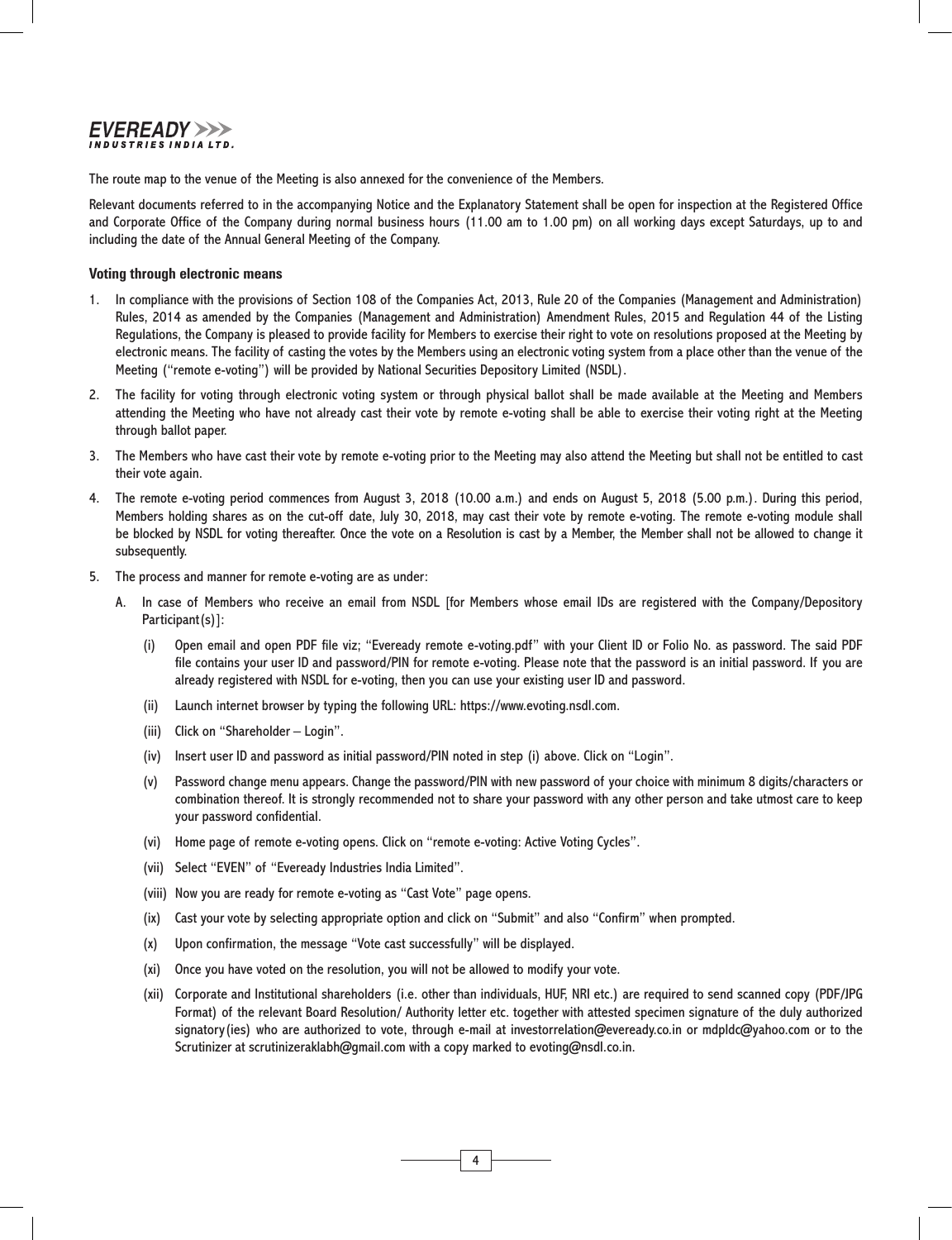The route map to the venue of the Meeting is also annexed for the convenience of the Members.

Relevant documents referred to in the accompanying Notice and the Explanatory Statement shall be open for inspection at the Registered Office and Corporate Office of the Company during normal business hours (11.00 am to 1.00 pm) on all working days except Saturdays, up to and including the date of the Annual General Meeting of the Company.

**Voting through electronic means**

1. In compliance with the provisions of Section 108 of the Companies Act, 2013, Rule 20 of the Companies (Management and Administration) Rules, 2014 as amended by the Companies (Management and Administration) Amendment Rules, 2015 and Regulation 44 of the Listing Regulations, the Company is pleased to provide facility for Members to exercise their right to vote on resolutions proposed at the Meeting by electronic means. The facility of casting the votes by the Members using an electronic voting system from a place other than the venue of the Meeting ("remote e-voting") will be provided by National Securities Depository Limited (NSDL).
2. The facility for voting through electronic voting system or through physical ballot shall be made available at the Meeting and Members attending the Meeting who have not already cast their vote by remote e-voting shall be able to exercise their voting right at the Meeting through ballot paper.
3. The Members who have cast their vote by remote e-voting prior to the Meeting may also attend the Meeting but shall not be entitled to cast their vote again.
4. The remote e-voting period commences from August 3, 2018 (10.00 a.m.) and ends on August 5, 2018 (5.00 p.m.). During this period, Members holding shares as on the cut-off date, July 30, 2018, may cast their vote by remote e-voting. The remote e-voting module shall be blocked by NSDL for voting thereafter. Once the vote on a Resolution is cast by a Member, the Member shall not be allowed to change it subsequently.
5. The process and manner for remote e-voting are as under:

   A. In case of Members who receive an email from NSDL [for Members whose email IDs are registered with the Company/Depository Participant(s)]:

      (i) Open email and open PDF file viz; "Eveready remote e-voting.pdf" with your Client ID or Folio No. as password. The said PDF file contains your user ID and password/PIN for remote e-voting. Please note that the password is an initial password. If you are already registered with NSDL for e-voting, then you can use your existing user ID and password.

      (ii) Launch internet browser by typing the following URL: https://www.evoting.nsdl.com.

      (iii) Click on "Shareholder – Login".

      (iv) Insert user ID and password as initial password/PIN noted in step (i) above. Click on "Login".

      (v) Password change menu appears. Change the password/PIN with new password of your choice with minimum 8 digits/characters or combination thereof. It is strongly recommended not to share your password with any other person and take utmost care to keep your password confidential.

      (vi) Home page of remote e-voting opens. Click on "remote e-voting: Active Voting Cycles".

      (vii) Select "EVEN" of "Eveready Industries India Limited".

      (viii) Now you are ready for remote e-voting as "Cast Vote" page opens.

      (ix) Cast your vote by selecting appropriate option and click on "Submit" and also "Confirm" when prompted.

      (x) Upon confirmation, the message "Vote cast successfully" will be displayed.

      (xi) Once you have voted on the resolution, you will not be allowed to modify your vote.

      (xii) Corporate and Institutional shareholders (i.e. other than individuals, HUF, NRI etc.) are required to send scanned copy (PDF/JPG Format) of the relevant Board Resolution/ Authority letter etc. together with attested specimen signature of the duly authorized signatory(ies) who are authorized to vote, through e-mail at investorrelation@eveready.co.in or mdpldc@yahoo.com or to the Scrutinizer at scrutinizeraklabh@gmail.com with a copy marked to evoting@nsdl.co.in.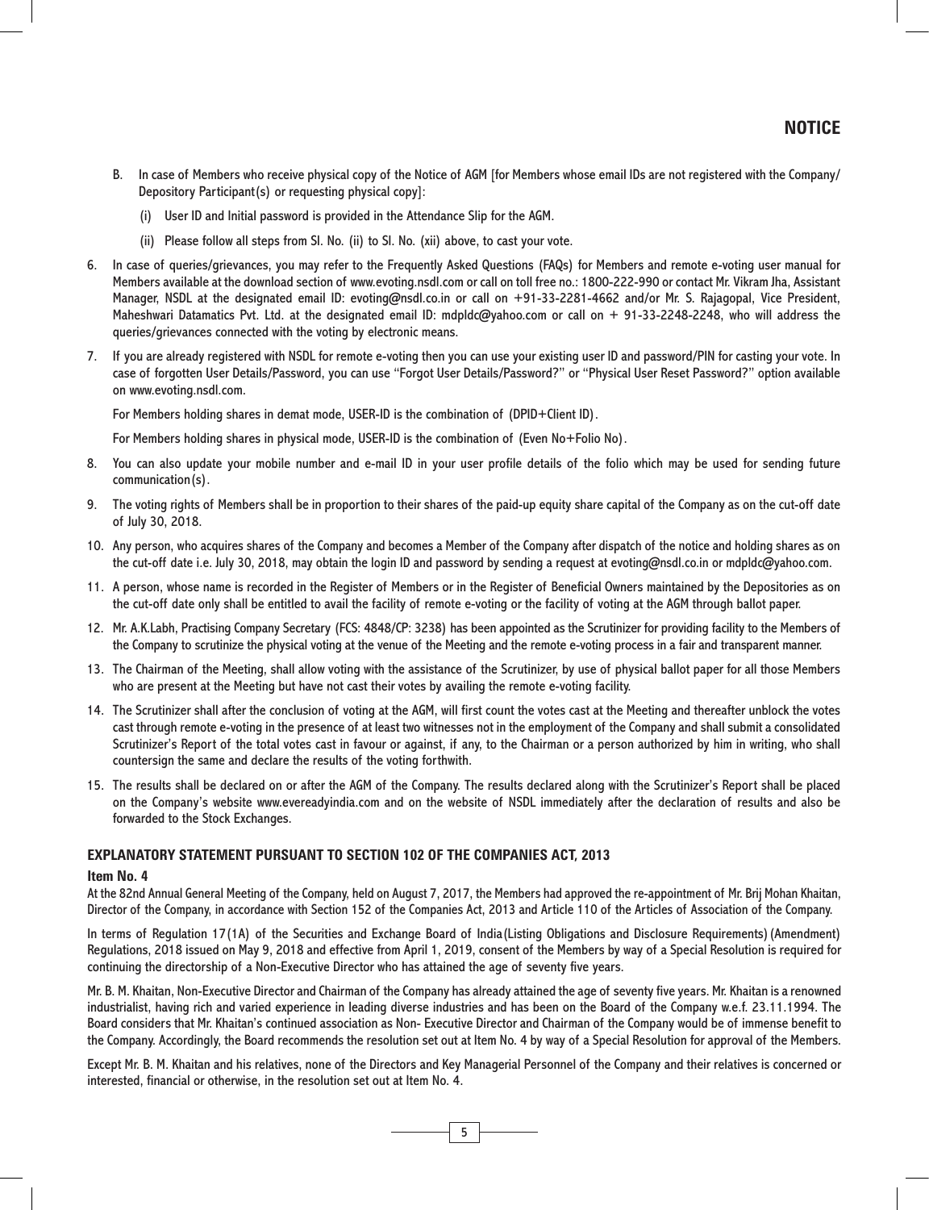B. In case of Members who receive physical copy of the Notice of AGM [for Members whose email IDs are not registered with the Company/ Depository Participant(s) or requesting physical copy]:

   (i) User ID and Initial password is provided in the Attendance Slip for the AGM.

   (ii) Please follow all steps from Sl. No. (ii) to Sl. No. (xii) above, to cast your vote.

6. In case of queries/grievances, you may refer to the Frequently Asked Questions (FAQs) for Members and remote e-voting user manual for Members available at the download section of www.evoting.nsdl.com or call on toll free no.: 1800-222-990 or contact Mr. Vikram Jha, Assistant Manager, NSDL at the designated email ID: evoting@nsdl.co.in or call on +91-33-2281-4662 and/or Mr. S. Rajagopal, Vice President, Maheshwari Datamatics Pvt. Ltd. at the designated email ID: mdpldc@yahoo.com or call on + 91-33-2248-2248, who will address the queries/grievances connected with the voting by electronic means.

7. If you are already registered with NSDL for remote e-voting then you can use your existing user ID and password/PIN for casting your vote. In case of forgotten User Details/Password, you can use "Forgot User Details/Password?" or "Physical User Reset Password?" option available on www.evoting.nsdl.com.

   For Members holding shares in demat mode, USER-ID is the combination of (DPID+Client ID).

   For Members holding shares in physical mode, USER-ID is the combination of (Even No+Folio No).

8. You can also update your mobile number and e-mail ID in your user profile details of the folio which may be used for sending future communication(s).

9. The voting rights of Members shall be in proportion to their shares of the paid-up equity share capital of the Company as on the cut-off date of July 30, 2018.

10. Any person, who acquires shares of the Company and becomes a Member of the Company after dispatch of the notice and holding shares as on the cut-off date i.e. July 30, 2018, may obtain the login ID and password by sending a request at evoting@nsdl.co.in or mdpldc@yahoo.com.

11. A person, whose name is recorded in the Register of Members or in the Register of Beneficial Owners maintained by the Depositories as on the cut-off date only shall be entitled to avail the facility of remote e-voting or the facility of voting at the AGM through ballot paper.

12. Mr. A.K.Labh, Practising Company Secretary (FCS: 4848/CP: 3238) has been appointed as the Scrutinizer for providing facility to the Members of the Company to scrutinize the physical voting at the venue of the Meeting and the remote e-voting process in a fair and transparent manner.

13. The Chairman of the Meeting, shall allow voting with the assistance of the Scrutinizer, by use of physical ballot paper for all those Members who are present at the Meeting but have not cast their votes by availing the remote e-voting facility.

14. The Scrutinizer shall after the conclusion of voting at the AGM, will first count the votes cast at the Meeting and thereafter unblock the votes cast through remote e-voting in the presence of at least two witnesses not in the employment of the Company and shall submit a consolidated Scrutinizer's Report of the total votes cast in favour or against, if any, to the Chairman or a person authorized by him in writing, who shall countersign the same and declare the results of the voting forthwith.

15. The results shall be declared on or after the AGM of the Company. The results declared along with the Scrutinizer's Report shall be placed on the Company's website www.evereadyindia.com and on the website of NSDL immediately after the declaration of results and also be forwarded to the Stock Exchanges.

## EXPLANATORY STATEMENT PURSUANT TO SECTION 102 OF THE COMPANIES ACT, 2013

### Item No. 4

At the 82nd Annual General Meeting of the Company, held on August 7, 2017, the Members had approved the re-appointment of Mr. Brij Mohan Khaitan, Director of the Company, in accordance with Section 152 of the Companies Act, 2013 and Article 110 of the Articles of Association of the Company.

In terms of Regulation 17(1A) of the Securities and Exchange Board of India(Listing Obligations and Disclosure Requirements) (Amendment) Regulations, 2018 issued on May 9, 2018 and effective from April 1, 2019, consent of the Members by way of a Special Resolution is required for continuing the directorship of a Non-Executive Director who has attained the age of seventy five years.

Mr. B. M. Khaitan, Non-Executive Director and Chairman of the Company has already attained the age of seventy five years. Mr. Khaitan is a renowned industrialist, having rich and varied experience in leading diverse industries and has been on the Board of the Company w.e.f. 23.11.1994. The Board considers that Mr. Khaitan's continued association as Non- Executive Director and Chairman of the Company would be of immense benefit to the Company. Accordingly, the Board recommends the resolution set out at Item No. 4 by way of a Special Resolution for approval of the Members.

Except Mr. B. M. Khaitan and his relatives, none of the Directors and Key Managerial Personnel of the Company and their relatives is concerned or interested, financial or otherwise, in the resolution set out at Item No. 4.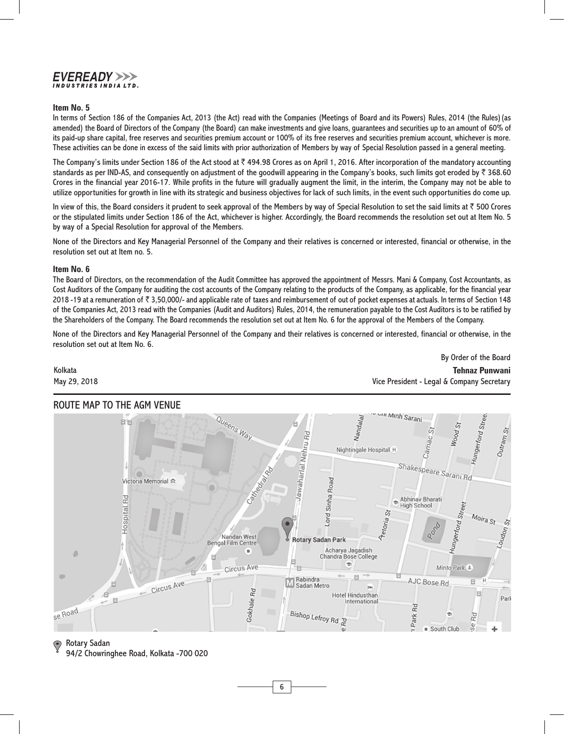**Item No. 5**

In terms of Section 186 of the Companies Act, 2013 (the Act) read with the Companies (Meetings of Board and its Powers) Rules, 2014 (the Rules) (as amended) the Board of Directors of the Company (the Board) can make investments and give loans, guarantees and securities up to an amount of 60% of its paid-up share capital, free reserves and securities premium account or 100% of its free reserves and securities premium account, whichever is more. These activities can be done in excess of the said limits with prior authorization of Members by way of Special Resolution passed in a general meeting.

The Company's limits under Section 186 of the Act stood at ₹ 494.98 Crores as on April 1, 2016. After incorporation of the mandatory accounting standards as per IND-AS, and consequently on adjustment of the goodwill appearing in the Company's books, such limits got eroded by ₹ 368.60 Crores in the financial year 2016-17. While profits in the future will gradually augment the limit, in the interim, the Company may not be able to utilize opportunities for growth in line with its strategic and business objectives for lack of such limits, in the event such opportunities do come up.

In view of this, the Board considers it prudent to seek approval of the Members by way of Special Resolution to set the said limits at ₹ 500 Crores or the stipulated limits under Section 186 of the Act, whichever is higher. Accordingly, the Board recommends the resolution set out at Item No. 5 by way of a Special Resolution for approval of the Members.

None of the Directors and Key Managerial Personnel of the Company and their relatives is concerned or interested, financial or otherwise, in the resolution set out at Item no. 5.

**Item No. 6**

The Board of Directors, on the recommendation of the Audit Committee has approved the appointment of Messrs. Mani & Company, Cost Accountants, as Cost Auditors of the Company for auditing the cost accounts of the Company relating to the products of the Company, as applicable, for the financial year 2018 -19 at a remuneration of ₹ 3,50,000/- and applicable rate of taxes and reimbursement of out of pocket expenses at actuals. In terms of Section 148 of the Companies Act, 2013 read with the Companies (Audit and Auditors) Rules, 2014, the remuneration payable to the Cost Auditors is to be ratified by the Shareholders of the Company. The Board recommends the resolution set out at Item No. 6 for the approval of the Members of the Company.

None of the Directors and Key Managerial Personnel of the Company and their relatives is concerned or interested, financial or otherwise, in the resolution set out at Item No. 6.

By Order of the Board

Kolkata
May 29, 2018

**Tehnaz Punwani**
Vice President - Legal & Company Secretary

## ROUTE MAP TO THE AGM VENUE

Rotary Sadan
94/2 Chowringhee Road, Kolkata -700 020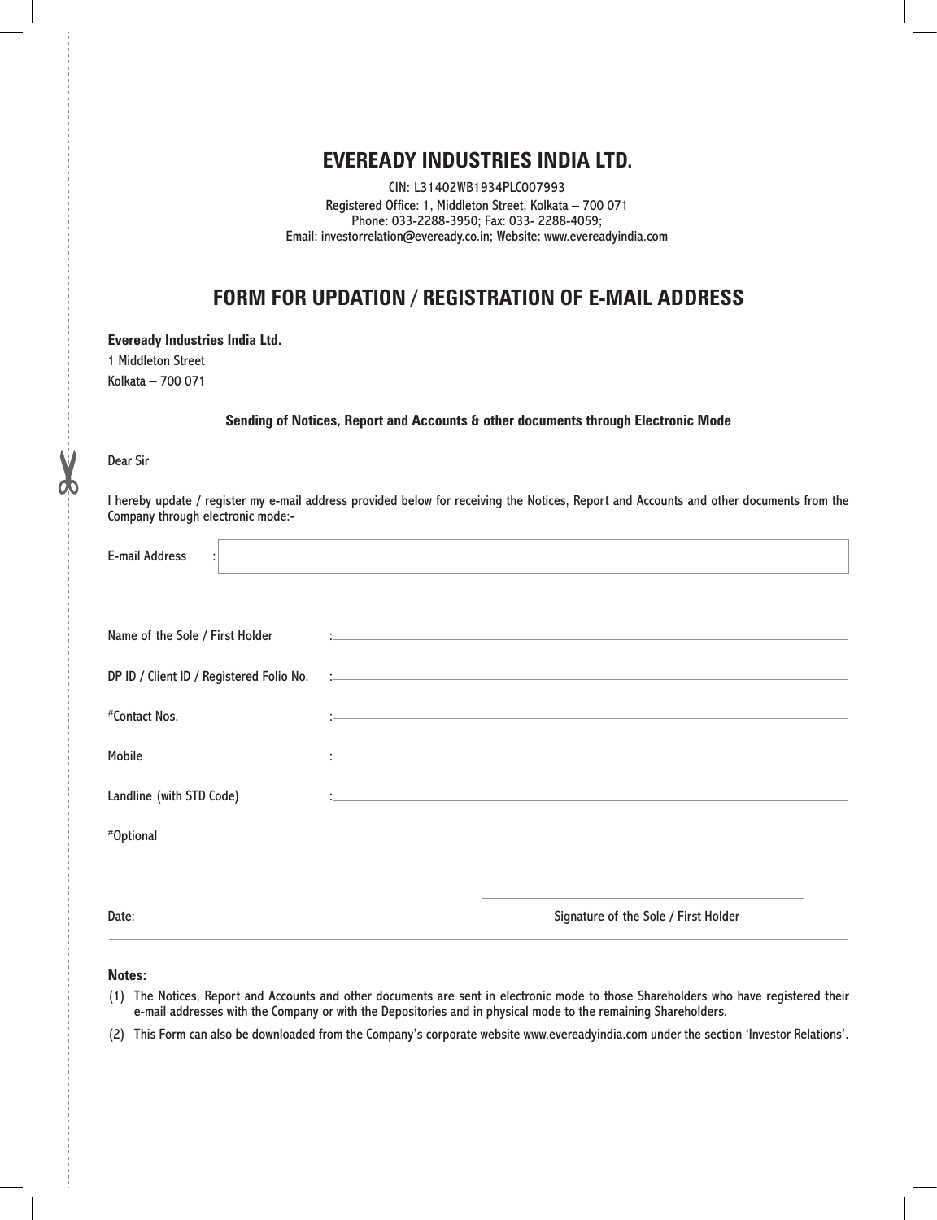# EVEREADY INDUSTRIES INDIA LTD.

CIN: L31402WB1934PLC007993
Registered Office: 1, Middleton Street, Kolkata – 700 071
Phone: 033-2288-3950; Fax: 033- 2288-4059;
Email: investorrelation@eveready.co.in; Website: www.evereadyindia.com

## FORM FOR UPDATION / REGISTRATION OF E-MAIL ADDRESS

**Eveready Industries India Ltd.**
1 Middleton Street
Kolkata – 700 071

**Sending of Notices, Report and Accounts & other documents through Electronic Mode**

Dear Sir

I hereby update / register my e-mail address provided below for receiving the Notices, Report and Accounts and other documents from the Company through electronic mode:-

E-mail Address :

Name of the Sole / First Holder :

DP ID / Client ID / Registered Folio No. :

#Contact Nos. :

Mobile :

Landline (with STD Code) :

#Optional

Date:

Signature of the Sole / First Holder

**Notes:**

(1) The Notices, Report and Accounts and other documents are sent in electronic mode to those Shareholders who have registered their e-mail addresses with the Company or with the Depositories and in physical mode to the remaining Shareholders.

(2) This Form can also be downloaded from the Company's corporate website www.evereadyindia.com under the section 'Investor Relations'.